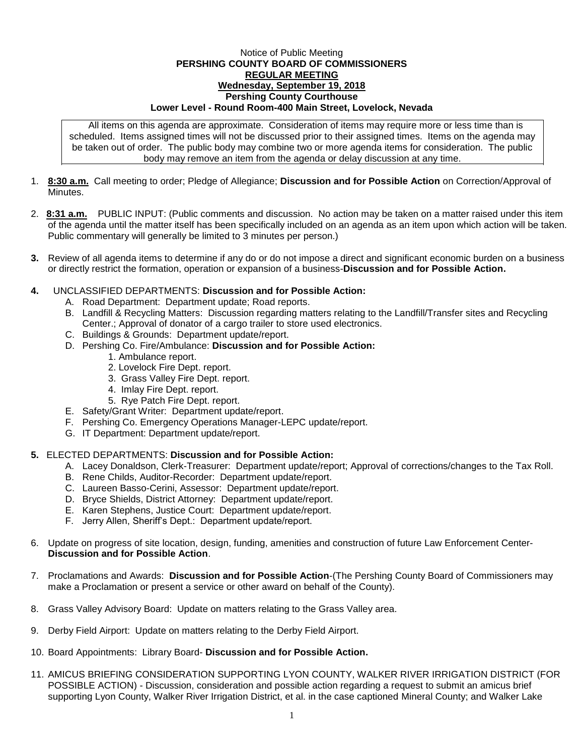Notice of Public Meeting

**PERSHING COUNTY BOARD OF COMMISSIONERS**

**REGULAR MEETING**

**Wednesday, September 19, 2018**

**Pershing County Courthouse**

**Lower Level - Round Room-400 Main Street, Lovelock, Nevada**

All items on this agenda are approximate. Consideration of items may require more or less time than is scheduled. Items assigned times will not be discussed prior to their assigned times. Items on the agenda may be taken out of order. The public body may combine two or more agenda items for consideration. The public body may remove an item from the agenda or delay discussion at any time.

1. **8:30 a.m.** Call meeting to order; Pledge of Allegiance; **Discussion and for Possible Action** on Correction/Approval of Minutes.

2. **8:31 a.m.** PUBLIC INPUT: (Public comments and discussion. No action may be taken on a matter raised under this item of the agenda until the matter itself has been specifically included on an agenda as an item upon which action will be taken. Public commentary will generally be limited to 3 minutes per person.)

3. Review of all agenda items to determine if any do or do not impose a direct and significant economic burden on a business or directly restrict the formation, operation or expansion of a business-**Discussion and for Possible Action.**

4. UNCLASSIFIED DEPARTMENTS: **Discussion and for Possible Action:**
   - A. Road Department: Department update; Road reports.
   - B. Landfill & Recycling Matters: Discussion regarding matters relating to the Landfill/Transfer sites and Recycling Center.; Approval of donator of a cargo trailer to store used electronics.
   - C. Buildings & Grounds: Department update/report.
   - D. Pershing Co. Fire/Ambulance: **Discussion and for Possible Action:**
     1. Ambulance report.
     2. Lovelock Fire Dept. report.
     3. Grass Valley Fire Dept. report.
     4. Imlay Fire Dept. report.
     5. Rye Patch Fire Dept. report.
   - E. Safety/Grant Writer: Department update/report.
   - F. Pershing Co. Emergency Operations Manager-LEPC update/report.
   - G. IT Department: Department update/report.

5. ELECTED DEPARTMENTS: **Discussion and for Possible Action:**
   - A. Lacey Donaldson, Clerk-Treasurer: Department update/report; Approval of corrections/changes to the Tax Roll.
   - B. Rene Childs, Auditor-Recorder: Department update/report.
   - C. Laureen Basso-Cerini, Assessor: Department update/report.
   - D. Bryce Shields, District Attorney: Department update/report.
   - E. Karen Stephens, Justice Court: Department update/report.
   - F. Jerry Allen, Sheriff's Dept.: Department update/report.

6. Update on progress of site location, design, funding, amenities and construction of future Law Enforcement Center-**Discussion and for Possible Action**.

7. Proclamations and Awards: **Discussion and for Possible Action**-(The Pershing County Board of Commissioners may make a Proclamation or present a service or other award on behalf of the County).

8. Grass Valley Advisory Board: Update on matters relating to the Grass Valley area.

9. Derby Field Airport: Update on matters relating to the Derby Field Airport.

10. Board Appointments: Library Board- **Discussion and for Possible Action.**

11. AMICUS BRIEFING CONSIDERATION SUPPORTING LYON COUNTY, WALKER RIVER IRRIGATION DISTRICT (FOR POSSIBLE ACTION) - Discussion, consideration and possible action regarding a request to submit an amicus brief supporting Lyon County, Walker River Irrigation District, et al. in the case captioned Mineral County; and Walker Lake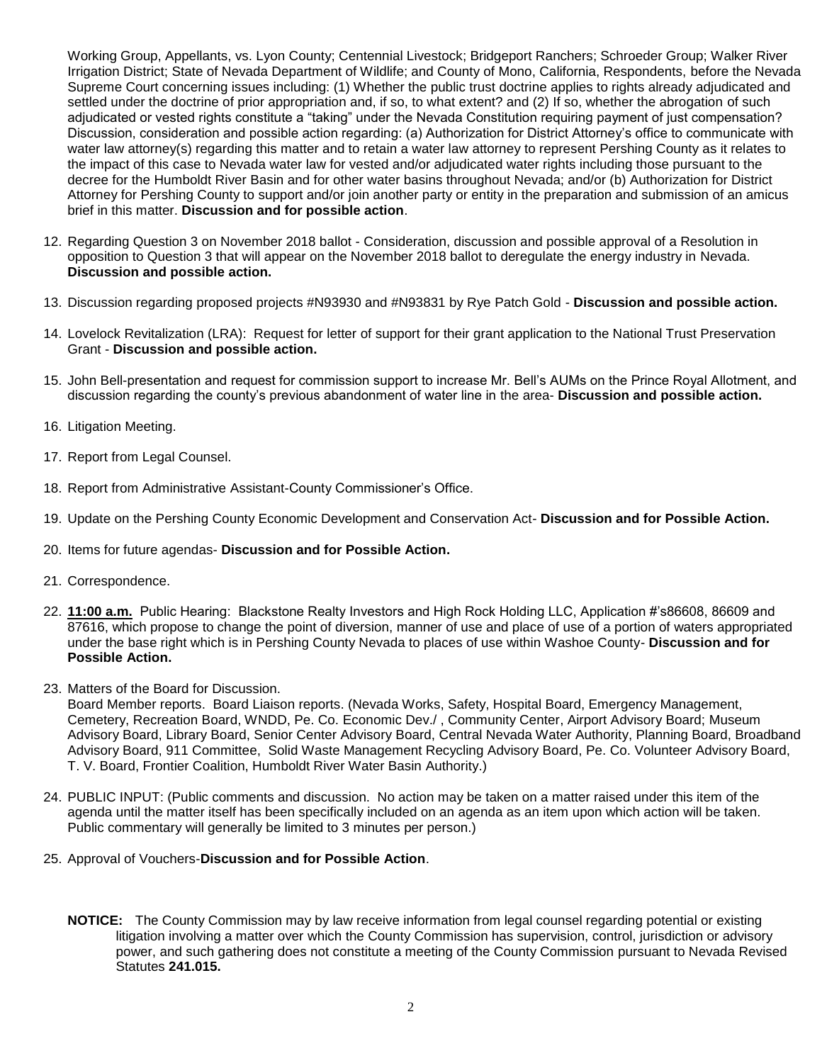Working Group, Appellants, vs. Lyon County; Centennial Livestock; Bridgeport Ranchers; Schroeder Group; Walker River Irrigation District; State of Nevada Department of Wildlife; and County of Mono, California, Respondents, before the Nevada Supreme Court concerning issues including: (1) Whether the public trust doctrine applies to rights already adjudicated and settled under the doctrine of prior appropriation and, if so, to what extent? and (2) If so, whether the abrogation of such adjudicated or vested rights constitute a "taking" under the Nevada Constitution requiring payment of just compensation? Discussion, consideration and possible action regarding: (a) Authorization for District Attorney's office to communicate with water law attorney(s) regarding this matter and to retain a water law attorney to represent Pershing County as it relates to the impact of this case to Nevada water law for vested and/or adjudicated water rights including those pursuant to the decree for the Humboldt River Basin and for other water basins throughout Nevada; and/or (b) Authorization for District Attorney for Pershing County to support and/or join another party or entity in the preparation and submission of an amicus brief in this matter. **Discussion and for possible action**.

12. Regarding Question 3 on November 2018 ballot - Consideration, discussion and possible approval of a Resolution in opposition to Question 3 that will appear on the November 2018 ballot to deregulate the energy industry in Nevada. **Discussion and possible action.**

13. Discussion regarding proposed projects #N93930 and #N93831 by Rye Patch Gold - **Discussion and possible action.**

14. Lovelock Revitalization (LRA): Request for letter of support for their grant application to the National Trust Preservation Grant - **Discussion and possible action.**

15. John Bell-presentation and request for commission support to increase Mr. Bell's AUMs on the Prince Royal Allotment, and discussion regarding the county's previous abandonment of water line in the area- **Discussion and possible action.**

16. Litigation Meeting.

17. Report from Legal Counsel.

18. Report from Administrative Assistant-County Commissioner's Office.

19. Update on the Pershing County Economic Development and Conservation Act- **Discussion and for Possible Action.**

20. Items for future agendas- **Discussion and for Possible Action.**

21. Correspondence.

22. **11:00 a.m.** Public Hearing: Blackstone Realty Investors and High Rock Holding LLC, Application #'s86608, 86609 and 87616, which propose to change the point of diversion, manner of use and place of use of a portion of waters appropriated under the base right which is in Pershing County Nevada to places of use within Washoe County- **Discussion and for Possible Action.**

23. Matters of the Board for Discussion.
    Board Member reports. Board Liaison reports. (Nevada Works, Safety, Hospital Board, Emergency Management, Cemetery, Recreation Board, WNDD, Pe. Co. Economic Dev./ , Community Center, Airport Advisory Board; Museum Advisory Board, Library Board, Senior Center Advisory Board, Central Nevada Water Authority, Planning Board, Broadband Advisory Board, 911 Committee, Solid Waste Management Recycling Advisory Board, Pe. Co. Volunteer Advisory Board, T. V. Board, Frontier Coalition, Humboldt River Water Basin Authority.)

24. PUBLIC INPUT: (Public comments and discussion. No action may be taken on a matter raised under this item of the agenda until the matter itself has been specifically included on an agenda as an item upon which action will be taken. Public commentary will generally be limited to 3 minutes per person.)

25. Approval of Vouchers-**Discussion and for Possible Action**.

**NOTICE:** The County Commission may by law receive information from legal counsel regarding potential or existing litigation involving a matter over which the County Commission has supervision, control, jurisdiction or advisory power, and such gathering does not constitute a meeting of the County Commission pursuant to Nevada Revised Statutes **241.015.**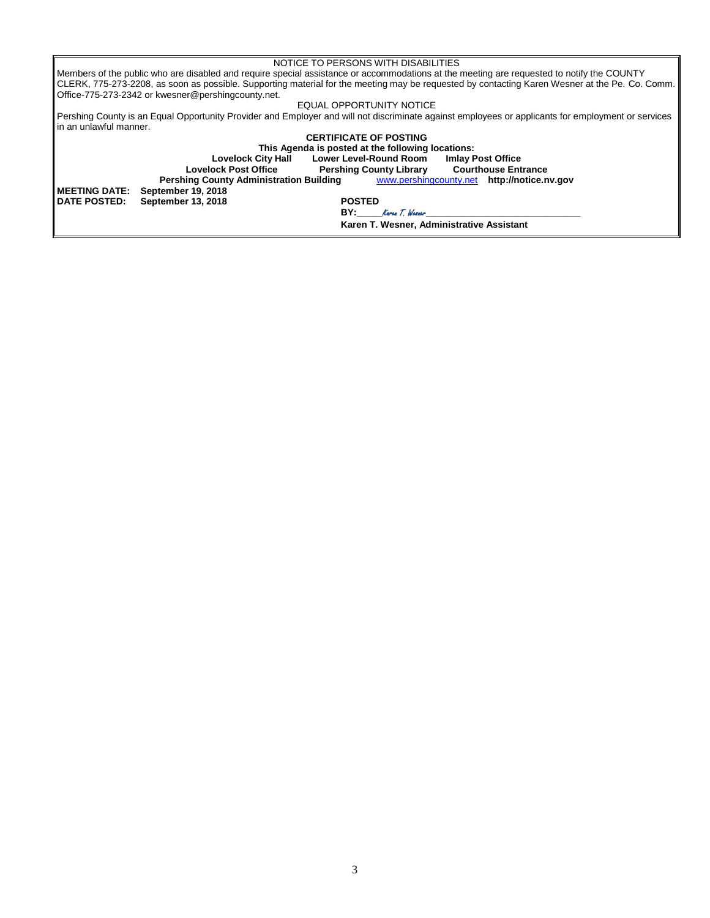NOTICE TO PERSONS WITH DISABILITIES

Members of the public who are disabled and require special assistance or accommodations at the meeting are requested to notify the COUNTY CLERK, 775-273-2208, as soon as possible. Supporting material for the meeting may be requested by contacting Karen Wesner at the Pe. Co. Comm. Office-775-273-2342 or kwesner@pershingcounty.net.

EQUAL OPPORTUNITY NOTICE

Pershing County is an Equal Opportunity Provider and Employer and will not discriminate against employees or applicants for employment or services in an unlawful manner.

**CERTIFICATE OF POSTING**

**This Agenda is posted at the following locations:**

**Lovelock City Hall** **Lower Level-Round Room** **Imlay Post Office**

**Lovelock Post Office** **Pershing County Library** **Courthouse Entrance**

**Pershing County Administration Building** www.pershingcounty.net **http://notice.nv.gov**

**MEETING DATE: September 19, 2018**

**DATE POSTED: September 13, 2018**

**POSTED**

**BY:**\_\_\_\_Karen T. Wesner\_\_\_\_\_\_\_\_\_\_\_\_\_\_\_\_\_\_\_\_

**Karen T. Wesner, Administrative Assistant**